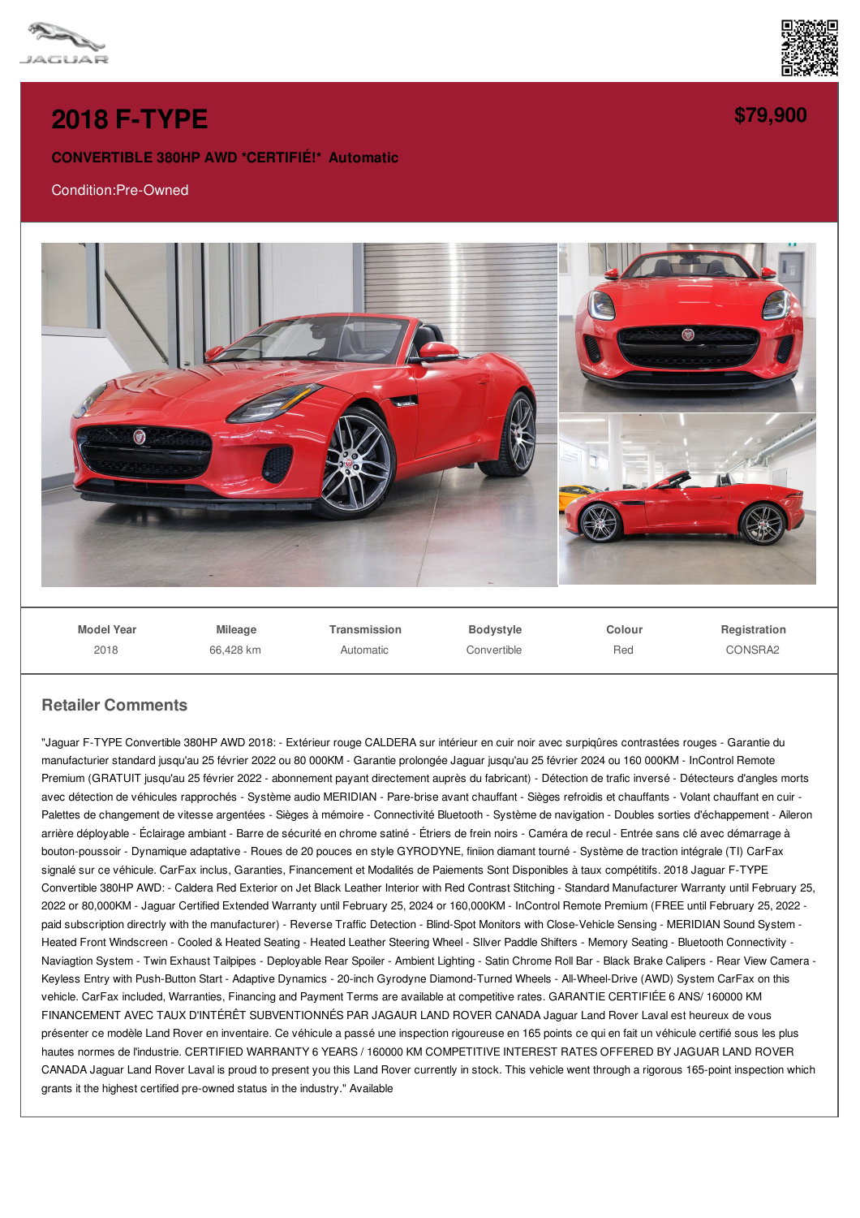# 2018 F-TYPE

**$79,900**

**CONVERTIBLE 380HP AWD *CERTIFIÉ!* Automatic**

Condition:Pre-Owned

| Model Year | Mileage | Transmission | Bodystyle | Colour | Registration |
|---|---|---|---|---|---|
| 2018 | 66,428 km | Automatic | Convertible | Red | CONSRA2 |

## Retailer Comments

"Jaguar F-TYPE Convertible 380HP AWD 2018: - Extérieur rouge CALDERA sur intérieur en cuir noir avec surpiqûres contrastées rouges - Garantie du manufacturier standard jusqu'au 25 février 2022 ou 80 000KM - Garantie prolongée Jaguar jusqu'au 25 février 2024 ou 160 000KM - InControl Remote Premium (GRATUIT jusqu'au 25 février 2022 - abonnement payant directement auprès du fabricant) - Détection de trafic inversé - Détecteurs d'angles morts avec détection de véhicules rapprochés - Système audio MERIDIAN - Pare-brise avant chauffant - Sièges refroidis et chauffants - Volant chauffant en cuir - Palettes de changement de vitesse argentées - Sièges à mémoire - Connectivité Bluetooth - Système de navigation - Doubles sorties d'échappement - Aileron arrière déployable - Éclairage ambiant - Barre de sécurité en chrome satiné - Étriers de frein noirs - Caméra de recul - Entrée sans clé avec démarrage à bouton-poussoir - Dynamique adaptative - Roues de 20 pouces en style GYRODYNE, finiion diamant tourné - Système de traction intégrale (TI) CarFax signalé sur ce véhicule. CarFax inclus, Garanties, Financement et Modalités de Paiements Sont Disponibles à taux compétitifs. 2018 Jaguar F-TYPE Convertible 380HP AWD: - Caldera Red Exterior on Jet Black Leather Interior with Red Contrast Stitching - Standard Manufacturer Warranty until February 25, 2022 or 80,000KM - Jaguar Certified Extended Warranty until February 25, 2024 or 160,000KM - InControl Remote Premium (FREE until February 25, 2022 - paid subscription directrly with the manufacturer) - Reverse Traffic Detection - Blind-Spot Monitors with Close-Vehicle Sensing - MERIDIAN Sound System - Heated Front Windscreen - Cooled & Heated Seating - Heated Leather Steering Wheel - SIlver Paddle Shifters - Memory Seating - Bluetooth Connectivity - Naviagtion System - Twin Exhaust Tailpipes - Deployable Rear Spoiler - Ambient Lighting - Satin Chrome Roll Bar - Black Brake Calipers - Rear View Camera - Keyless Entry with Push-Button Start - Adaptive Dynamics - 20-inch Gyrodyne Diamond-Turned Wheels - All-Wheel-Drive (AWD) System CarFax on this vehicle. CarFax included, Warranties, Financing and Payment Terms are available at competitive rates. GARANTIE CERTIFIÉE 6 ANS/ 160000 KM FINANCEMENT AVEC TAUX D'INTÉRÊT SUBVENTIONNÉS PAR JAGAUR LAND ROVER CANADA Jaguar Land Rover Laval est heureux de vous présenter ce modèle Land Rover en inventaire. Ce véhicule a passé une inspection rigoureuse en 165 points ce qui en fait un véhicule certifié sous les plus hautes normes de l'industrie. CERTIFIED WARRANTY 6 YEARS / 160000 KM COMPETITIVE INTEREST RATES OFFERED BY JAGUAR LAND ROVER CANADA Jaguar Land Rover Laval is proud to present you this Land Rover currently in stock. This vehicle went through a rigorous 165-point inspection which grants it the highest certified pre-owned status in the industry." Available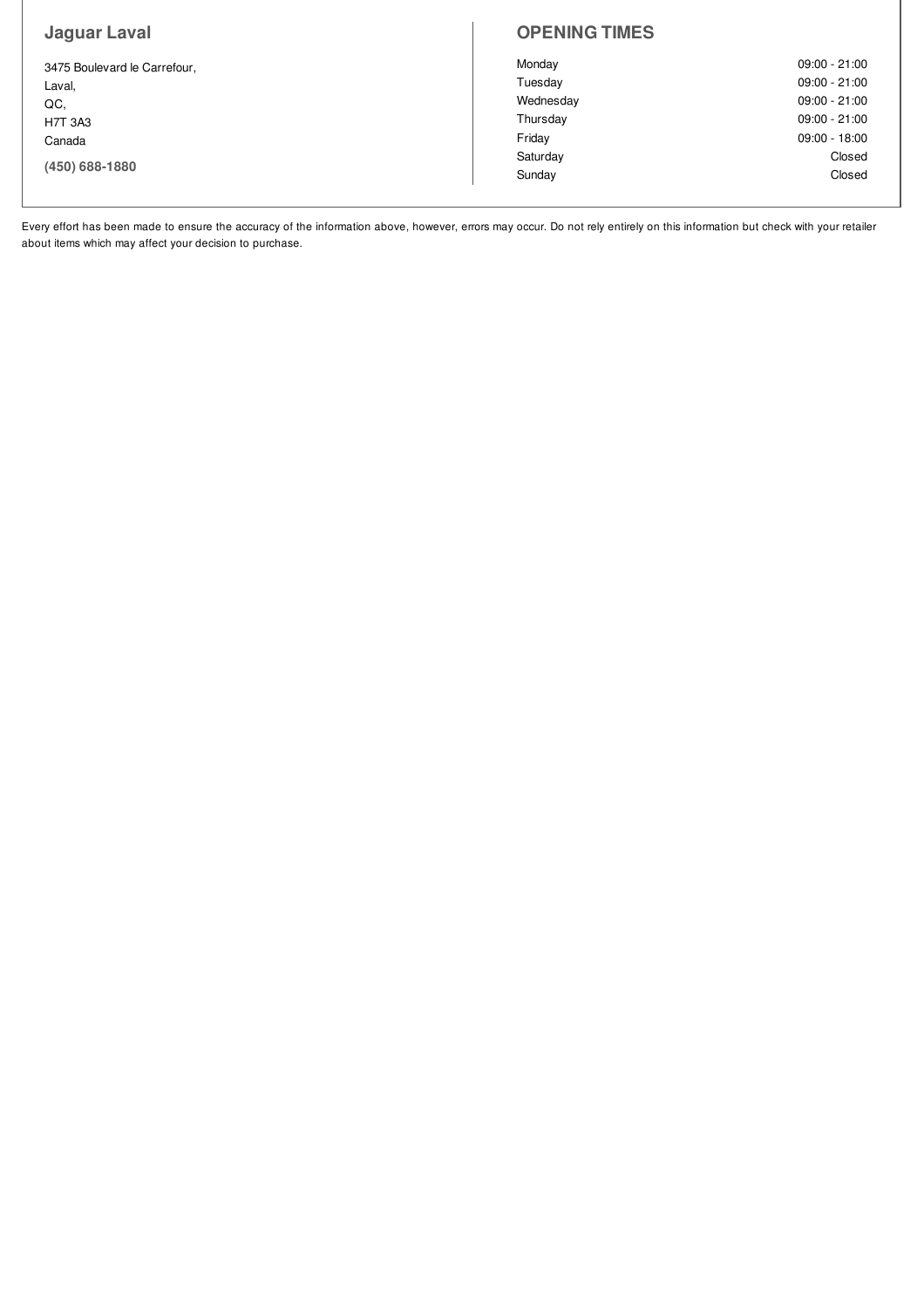## Jaguar Laval

3475 Boulevard le Carrefour,
Laval,
QC,
H7T 3A3
Canada

**(450) 688-1880**

## OPENING TIMES

| | |
|---|---|
| Monday | 09:00 - 21:00 |
| Tuesday | 09:00 - 21:00 |
| Wednesday | 09:00 - 21:00 |
| Thursday | 09:00 - 21:00 |
| Friday | 09:00 - 18:00 |
| Saturday | Closed |
| Sunday | Closed |

Every effort has been made to ensure the accuracy of the information above, however, errors may occur. Do not rely entirely on this information but check with your retailer about items which may affect your decision to purchase.